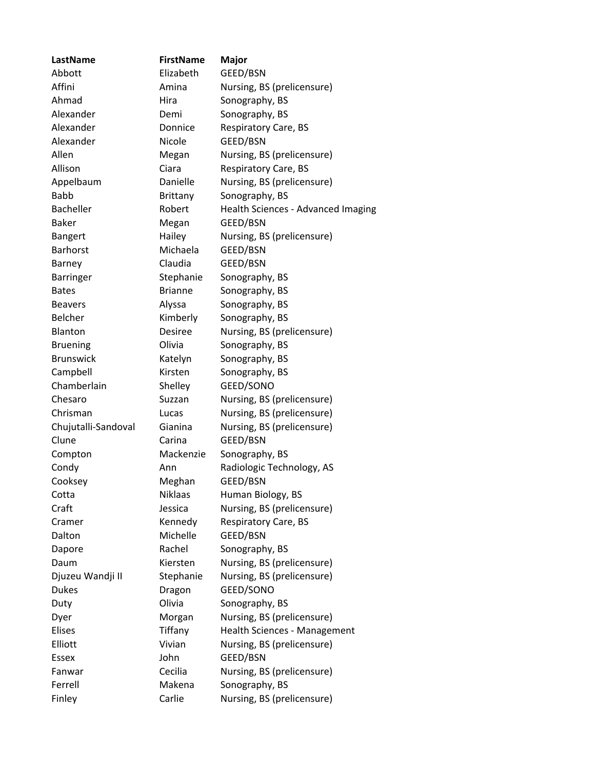| LastName | FirstName | Major |
| --- | --- | --- |
| Abbott | Elizabeth | GEED/BSN |
| Affini | Amina | Nursing, BS (prelicensure) |
| Ahmad | Hira | Sonography, BS |
| Alexander | Demi | Sonography, BS |
| Alexander | Donnice | Respiratory Care, BS |
| Alexander | Nicole | GEED/BSN |
| Allen | Megan | Nursing, BS (prelicensure) |
| Allison | Ciara | Respiratory Care, BS |
| Appelbaum | Danielle | Nursing, BS (prelicensure) |
| Babb | Brittany | Sonography, BS |
| Bacheller | Robert | Health Sciences - Advanced Imaging |
| Baker | Megan | GEED/BSN |
| Bangert | Hailey | Nursing, BS (prelicensure) |
| Barhorst | Michaela | GEED/BSN |
| Barney | Claudia | GEED/BSN |
| Barringer | Stephanie | Sonography, BS |
| Bates | Brianne | Sonography, BS |
| Beavers | Alyssa | Sonography, BS |
| Belcher | Kimberly | Sonography, BS |
| Blanton | Desiree | Nursing, BS (prelicensure) |
| Bruening | Olivia | Sonography, BS |
| Brunswick | Katelyn | Sonography, BS |
| Campbell | Kirsten | Sonography, BS |
| Chamberlain | Shelley | GEED/SONO |
| Chesaro | Suzzan | Nursing, BS (prelicensure) |
| Chrisman | Lucas | Nursing, BS (prelicensure) |
| Chujutalli-Sandoval | Gianina | Nursing, BS (prelicensure) |
| Clune | Carina | GEED/BSN |
| Compton | Mackenzie | Sonography, BS |
| Condy | Ann | Radiologic Technology, AS |
| Cooksey | Meghan | GEED/BSN |
| Cotta | Niklaas | Human Biology, BS |
| Craft | Jessica | Nursing, BS (prelicensure) |
| Cramer | Kennedy | Respiratory Care, BS |
| Dalton | Michelle | GEED/BSN |
| Dapore | Rachel | Sonography, BS |
| Daum | Kiersten | Nursing, BS (prelicensure) |
| Djuzeu Wandji II | Stephanie | Nursing, BS (prelicensure) |
| Dukes | Dragon | GEED/SONO |
| Duty | Olivia | Sonography, BS |
| Dyer | Morgan | Nursing, BS (prelicensure) |
| Elises | Tiffany | Health Sciences - Management |
| Elliott | Vivian | Nursing, BS (prelicensure) |
| Essex | John | GEED/BSN |
| Fanwar | Cecilia | Nursing, BS (prelicensure) |
| Ferrell | Makena | Sonography, BS |
| Finley | Carlie | Nursing, BS (prelicensure) |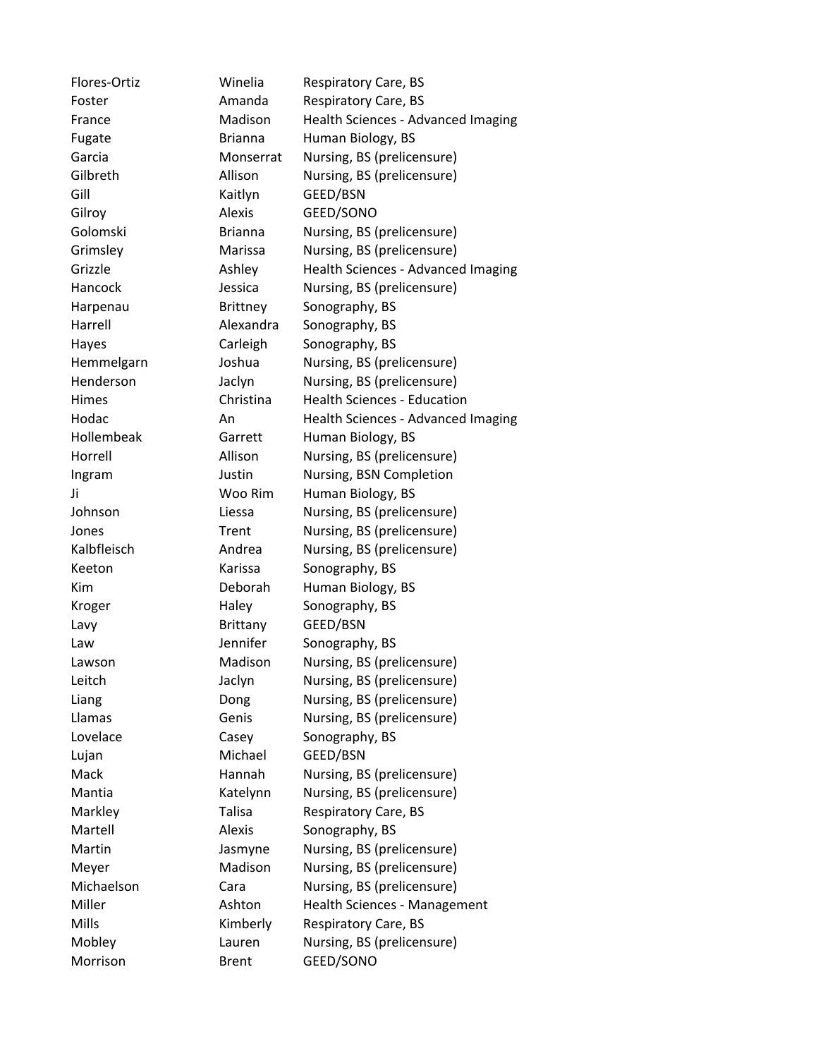| | | |
|---|---|---|
| Flores-Ortiz | Winelia | Respiratory Care, BS |
| Foster | Amanda | Respiratory Care, BS |
| France | Madison | Health Sciences - Advanced Imaging |
| Fugate | Brianna | Human Biology, BS |
| Garcia | Monserrat | Nursing, BS (prelicensure) |
| Gilbreth | Allison | Nursing, BS (prelicensure) |
| Gill | Kaitlyn | GEED/BSN |
| Gilroy | Alexis | GEED/SONO |
| Golomski | Brianna | Nursing, BS (prelicensure) |
| Grimsley | Marissa | Nursing, BS (prelicensure) |
| Grizzle | Ashley | Health Sciences - Advanced Imaging |
| Hancock | Jessica | Nursing, BS (prelicensure) |
| Harpenau | Brittney | Sonography, BS |
| Harrell | Alexandra | Sonography, BS |
| Hayes | Carleigh | Sonography, BS |
| Hemmelgarn | Joshua | Nursing, BS (prelicensure) |
| Henderson | Jaclyn | Nursing, BS (prelicensure) |
| Himes | Christina | Health Sciences - Education |
| Hodac | An | Health Sciences - Advanced Imaging |
| Hollembeak | Garrett | Human Biology, BS |
| Horrell | Allison | Nursing, BS (prelicensure) |
| Ingram | Justin | Nursing, BSN Completion |
| Ji | Woo Rim | Human Biology, BS |
| Johnson | Liessa | Nursing, BS (prelicensure) |
| Jones | Trent | Nursing, BS (prelicensure) |
| Kalbfleisch | Andrea | Nursing, BS (prelicensure) |
| Keeton | Karissa | Sonography, BS |
| Kim | Deborah | Human Biology, BS |
| Kroger | Haley | Sonography, BS |
| Lavy | Brittany | GEED/BSN |
| Law | Jennifer | Sonography, BS |
| Lawson | Madison | Nursing, BS (prelicensure) |
| Leitch | Jaclyn | Nursing, BS (prelicensure) |
| Liang | Dong | Nursing, BS (prelicensure) |
| Llamas | Genis | Nursing, BS (prelicensure) |
| Lovelace | Casey | Sonography, BS |
| Lujan | Michael | GEED/BSN |
| Mack | Hannah | Nursing, BS (prelicensure) |
| Mantia | Katelynn | Nursing, BS (prelicensure) |
| Markley | Talisa | Respiratory Care, BS |
| Martell | Alexis | Sonography, BS |
| Martin | Jasmyne | Nursing, BS (prelicensure) |
| Meyer | Madison | Nursing, BS (prelicensure) |
| Michaelson | Cara | Nursing, BS (prelicensure) |
| Miller | Ashton | Health Sciences - Management |
| Mills | Kimberly | Respiratory Care, BS |
| Mobley | Lauren | Nursing, BS (prelicensure) |
| Morrison | Brent | GEED/SONO |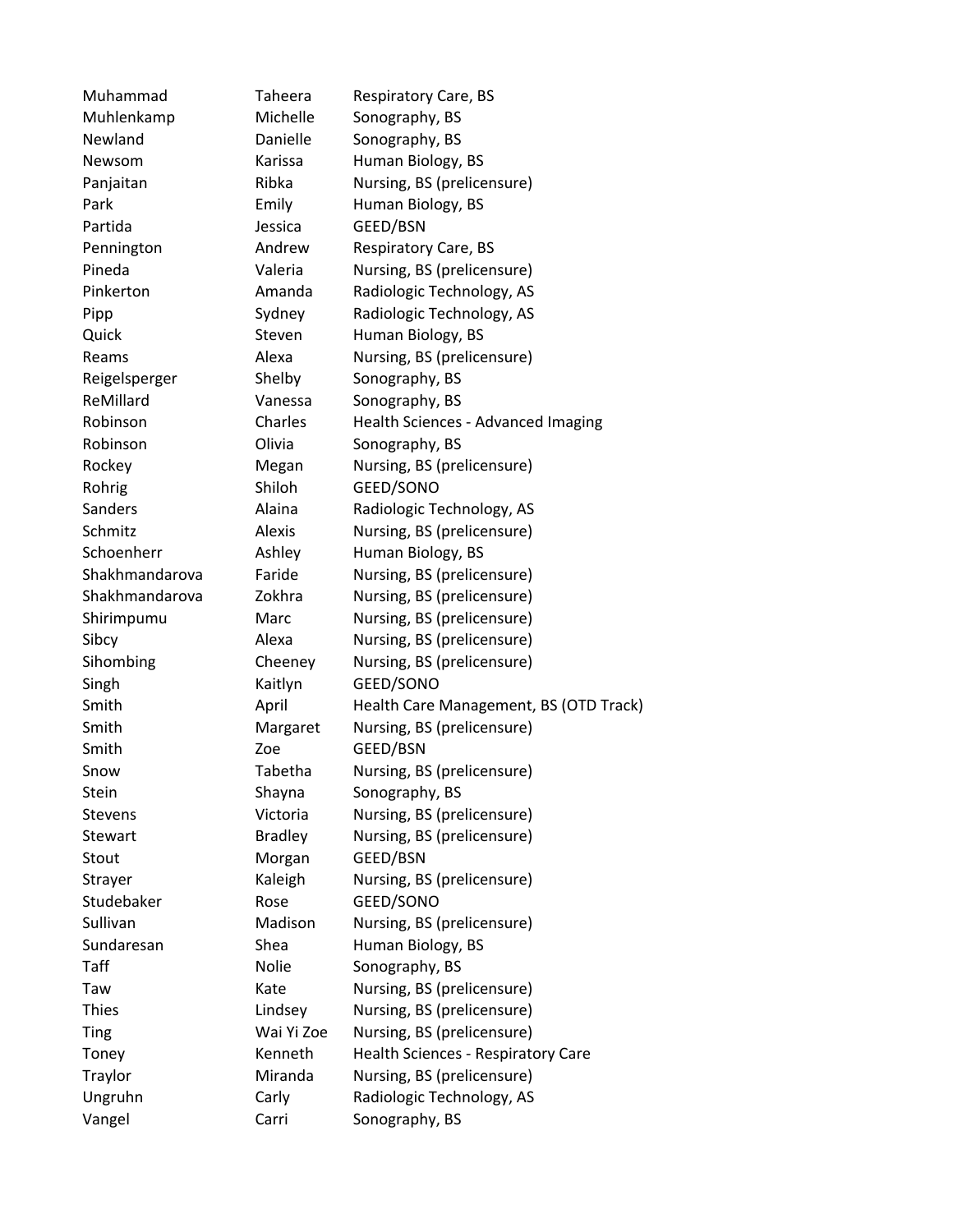| | | |
|---|---|---|
| Muhammad | Taheera | Respiratory Care, BS |
| Muhlenkamp | Michelle | Sonography, BS |
| Newland | Danielle | Sonography, BS |
| Newsom | Karissa | Human Biology, BS |
| Panjaitan | Ribka | Nursing, BS (prelicensure) |
| Park | Emily | Human Biology, BS |
| Partida | Jessica | GEED/BSN |
| Pennington | Andrew | Respiratory Care, BS |
| Pineda | Valeria | Nursing, BS (prelicensure) |
| Pinkerton | Amanda | Radiologic Technology, AS |
| Pipp | Sydney | Radiologic Technology, AS |
| Quick | Steven | Human Biology, BS |
| Reams | Alexa | Nursing, BS (prelicensure) |
| Reigelsperger | Shelby | Sonography, BS |
| ReMillard | Vanessa | Sonography, BS |
| Robinson | Charles | Health Sciences - Advanced Imaging |
| Robinson | Olivia | Sonography, BS |
| Rockey | Megan | Nursing, BS (prelicensure) |
| Rohrig | Shiloh | GEED/SONO |
| Sanders | Alaina | Radiologic Technology, AS |
| Schmitz | Alexis | Nursing, BS (prelicensure) |
| Schoenherr | Ashley | Human Biology, BS |
| Shakhmandarova | Faride | Nursing, BS (prelicensure) |
| Shakhmandarova | Zokhra | Nursing, BS (prelicensure) |
| Shirimpumu | Marc | Nursing, BS (prelicensure) |
| Sibcy | Alexa | Nursing, BS (prelicensure) |
| Sihombing | Cheeney | Nursing, BS (prelicensure) |
| Singh | Kaitlyn | GEED/SONO |
| Smith | April | Health Care Management, BS (OTD Track) |
| Smith | Margaret | Nursing, BS (prelicensure) |
| Smith | Zoe | GEED/BSN |
| Snow | Tabetha | Nursing, BS (prelicensure) |
| Stein | Shayna | Sonography, BS |
| Stevens | Victoria | Nursing, BS (prelicensure) |
| Stewart | Bradley | Nursing, BS (prelicensure) |
| Stout | Morgan | GEED/BSN |
| Strayer | Kaleigh | Nursing, BS (prelicensure) |
| Studebaker | Rose | GEED/SONO |
| Sullivan | Madison | Nursing, BS (prelicensure) |
| Sundaresan | Shea | Human Biology, BS |
| Taff | Nolie | Sonography, BS |
| Taw | Kate | Nursing, BS (prelicensure) |
| Thies | Lindsey | Nursing, BS (prelicensure) |
| Ting | Wai Yi Zoe | Nursing, BS (prelicensure) |
| Toney | Kenneth | Health Sciences - Respiratory Care |
| Traylor | Miranda | Nursing, BS (prelicensure) |
| Ungruhn | Carly | Radiologic Technology, AS |
| Vangel | Carri | Sonography, BS |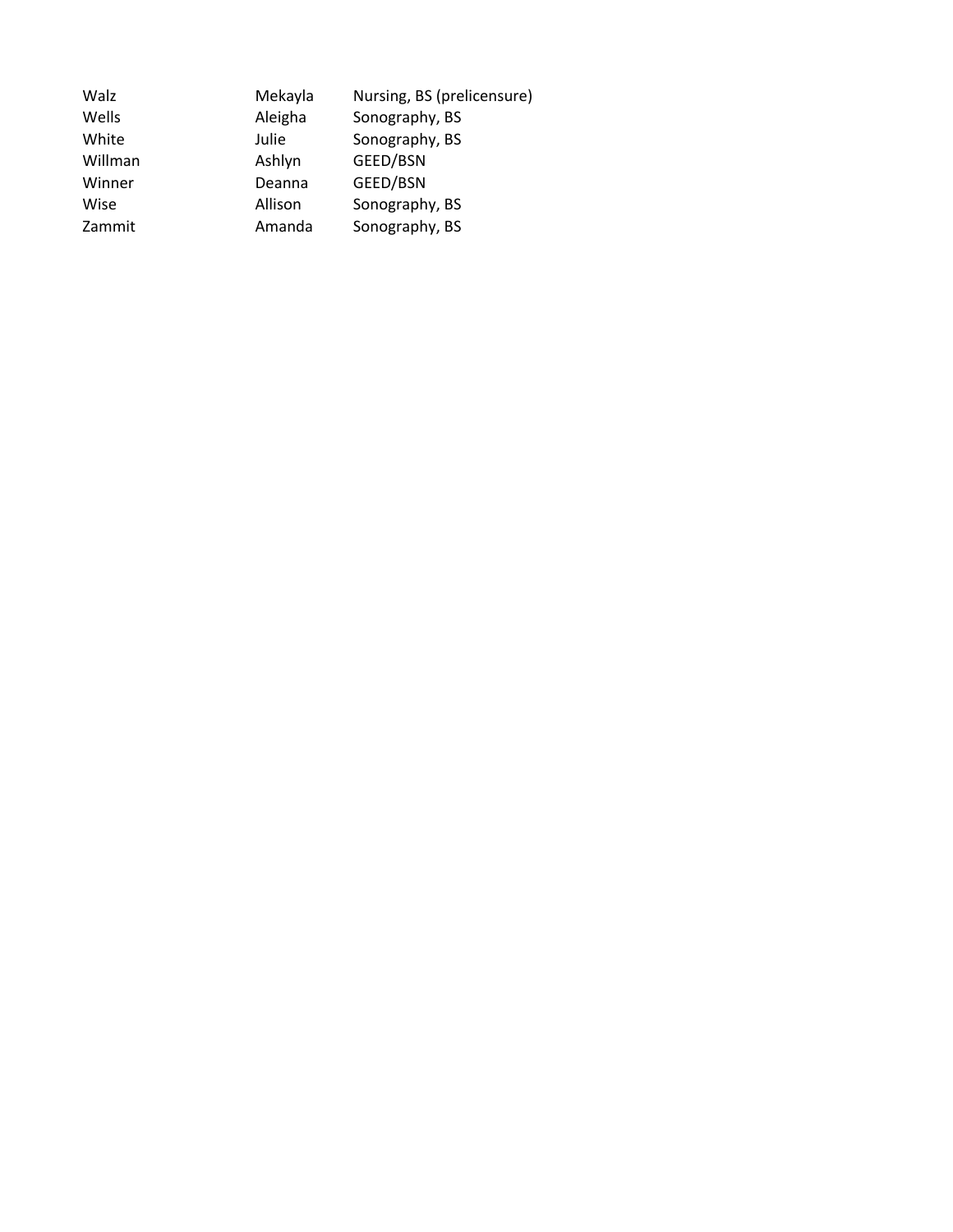| | | |
|---|---|---|
| Walz | Mekayla | Nursing, BS (prelicensure) |
| Wells | Aleigha | Sonography, BS |
| White | Julie | Sonography, BS |
| Willman | Ashlyn | GEED/BSN |
| Winner | Deanna | GEED/BSN |
| Wise | Allison | Sonography, BS |
| Zammit | Amanda | Sonography, BS |